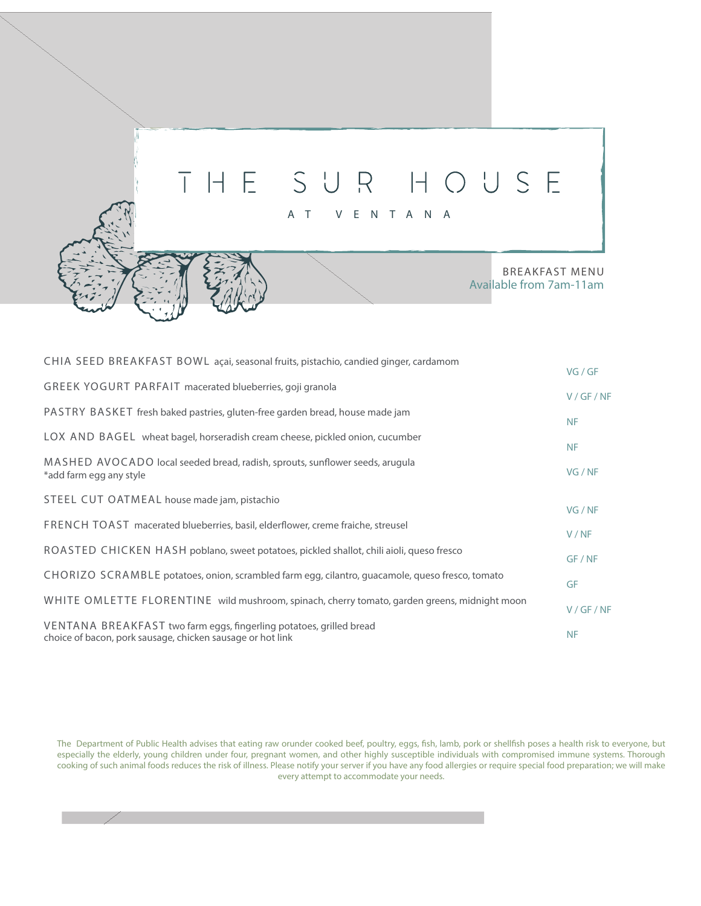# THE SUR HOUSE

## AT VENTANA

BREAKFAST MENU
Available from 7am-11am

| Item | |
|---|---|
| CHIA SEED BREAKFAST BOWL açai, seasonal fruits, pistachio, candied ginger, cardamom | VG / GF |
| GREEK YOGURT PARFAIT macerated blueberries, goji granola | V / GF / NF |
| PASTRY BASKET fresh baked pastries, gluten-free garden bread, house made jam | NF |
| LOX AND BAGEL wheat bagel, horseradish cream cheese, pickled onion, cucumber | NF |
| MASHED AVOCADO local seeded bread, radish, sprouts, sunflower seeds, arugula *add farm egg any style | VG / NF |
| STEEL CUT OATMEAL house made jam, pistachio | VG / NF |
| FRENCH TOAST macerated blueberries, basil, elderflower, creme fraiche, streusel | V / NF |
| ROASTED CHICKEN HASH poblano, sweet potatoes, pickled shallot, chili aioli, queso fresco | GF / NF |
| CHORIZO SCRAMBLE potatoes, onion, scrambled farm egg, cilantro, guacamole, queso fresco, tomato | GF |
| WHITE OMLETTE FLORENTINE wild mushroom, spinach, cherry tomato, garden greens, midnight moon | V / GF / NF |
| VENTANA BREAKFAST two farm eggs, fingerling potatoes, grilled bread choice of bacon, pork sausage, chicken sausage or hot link | NF |

The Department of Public Health advises that eating raw orunder cooked beef, poultry, eggs, fish, lamb, pork or shellfish poses a health risk to everyone, but especially the elderly, young children under four, pregnant women, and other highly susceptible individuals with compromised immune systems. Thorough cooking of such animal foods reduces the risk of illness. Please notify your server if you have any food allergies or require special food preparation; we will make every attempt to accommodate your needs.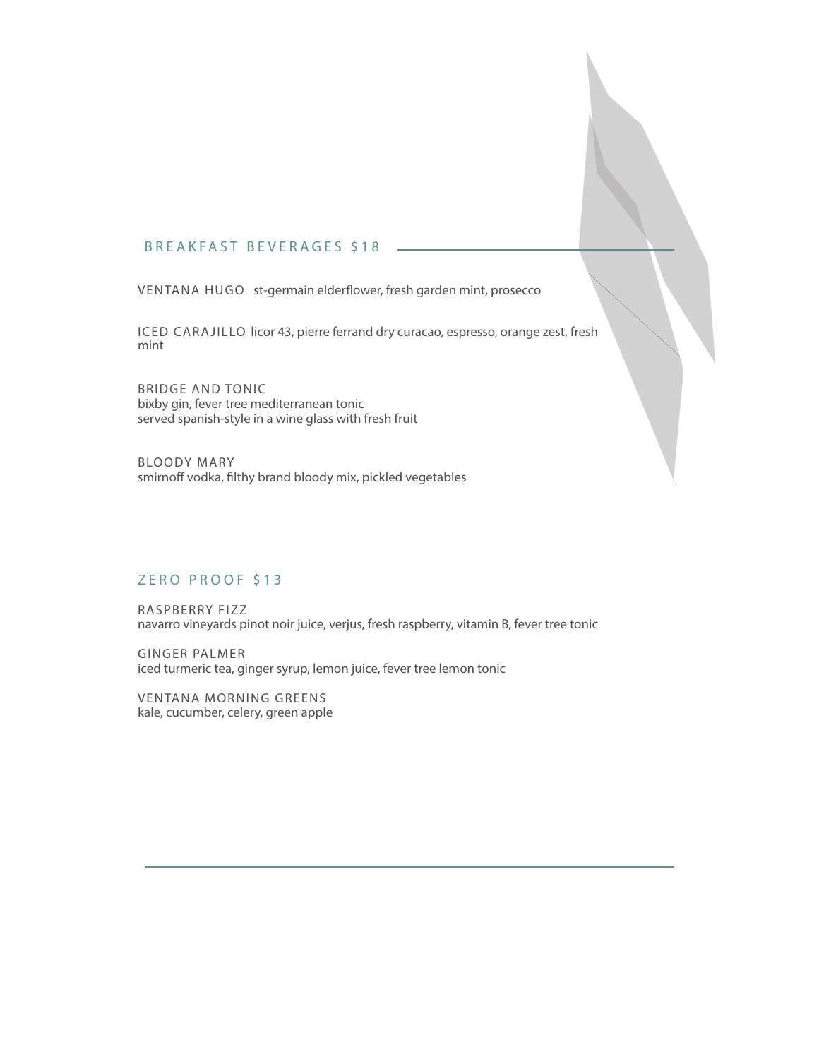## BREAKFAST BEVERAGES $18

VENTANA HUGO st-germain elderflower, fresh garden mint, prosecco

ICED CARAJILLO licor 43, pierre ferrand dry curacao, espresso, orange zest, fresh mint

BRIDGE AND TONIC
bixby gin, fever tree mediterranean tonic
served spanish-style in a wine glass with fresh fruit

BLOODY MARY
smirnoff vodka, filthy brand bloody mix, pickled vegetables

## ZERO PROOF $13

RASPBERRY FIZZ
navarro vineyards pinot noir juice, verjus, fresh raspberry, vitamin B, fever tree tonic

GINGER PALMER
iced turmeric tea, ginger syrup, lemon juice, fever tree lemon tonic

VENTANA MORNING GREENS
kale, cucumber, celery, green apple